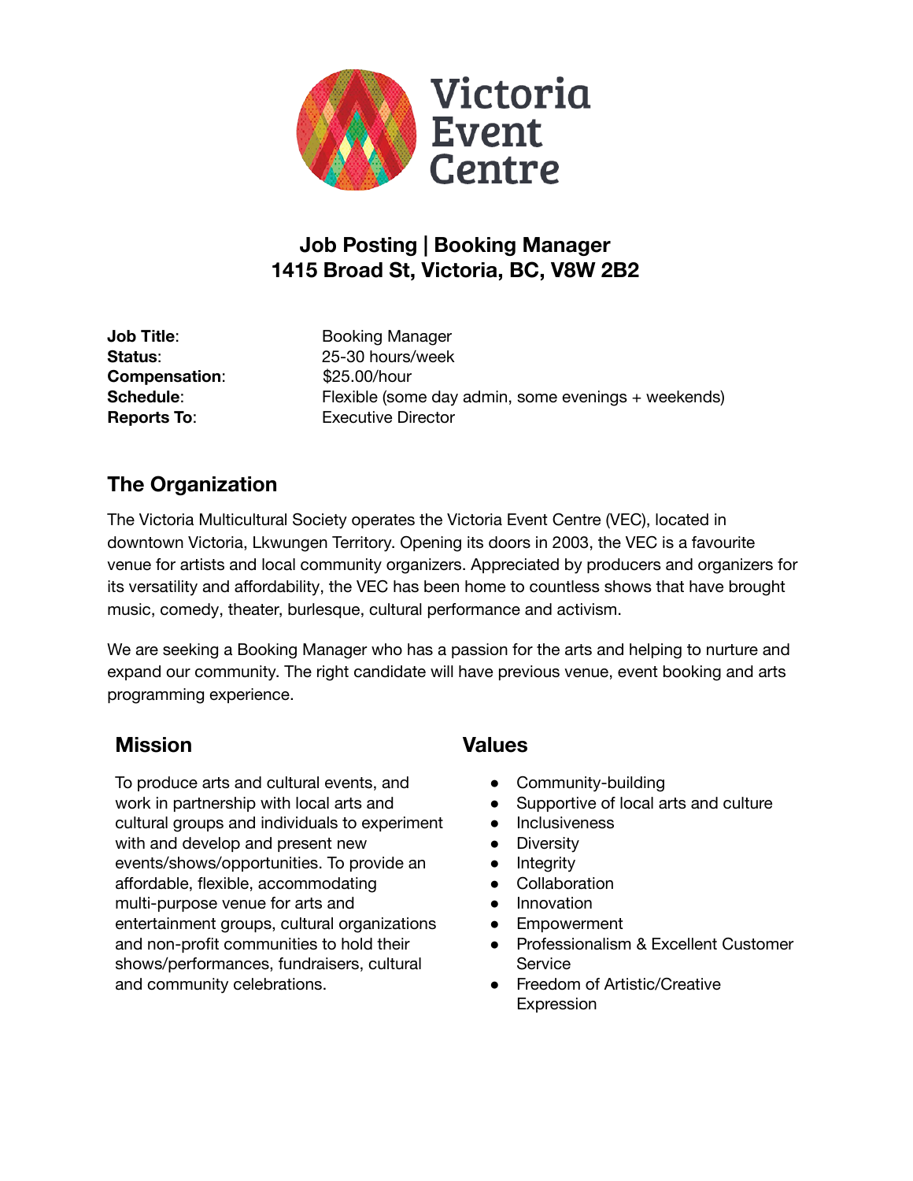Victoria Event Centre

# Job Posting | Booking Manager
# 1415 Broad St, Victoria, BC, V8W 2B2

| | |
|---|---|
| **Job Title**: | Booking Manager |
| **Status**: | 25-30 hours/week |
| **Compensation**: | $25.00/hour |
| **Schedule**: | Flexible (some day admin, some evenings + weekends) |
| **Reports To**: | Executive Director |

## The Organization

The Victoria Multicultural Society operates the Victoria Event Centre (VEC), located in downtown Victoria, Lkwungen Territory. Opening its doors in 2003, the VEC is a favourite venue for artists and local community organizers. Appreciated by producers and organizers for its versatility and affordability, the VEC has been home to countless shows that have brought music, comedy, theater, burlesque, cultural performance and activism.

We are seeking a Booking Manager who has a passion for the arts and helping to nurture and expand our community. The right candidate will have previous venue, event booking and arts programming experience.

## Mission

To produce arts and cultural events, and work in partnership with local arts and cultural groups and individuals to experiment with and develop and present new events/shows/opportunities. To provide an affordable, flexible, accommodating multi-purpose venue for arts and entertainment groups, cultural organizations and non-profit communities to hold their shows/performances, fundraisers, cultural and community celebrations.

## Values

- Community-building
- Supportive of local arts and culture
- Inclusiveness
- Diversity
- Integrity
- Collaboration
- Innovation
- Empowerment
- Professionalism & Excellent Customer Service
- Freedom of Artistic/Creative Expression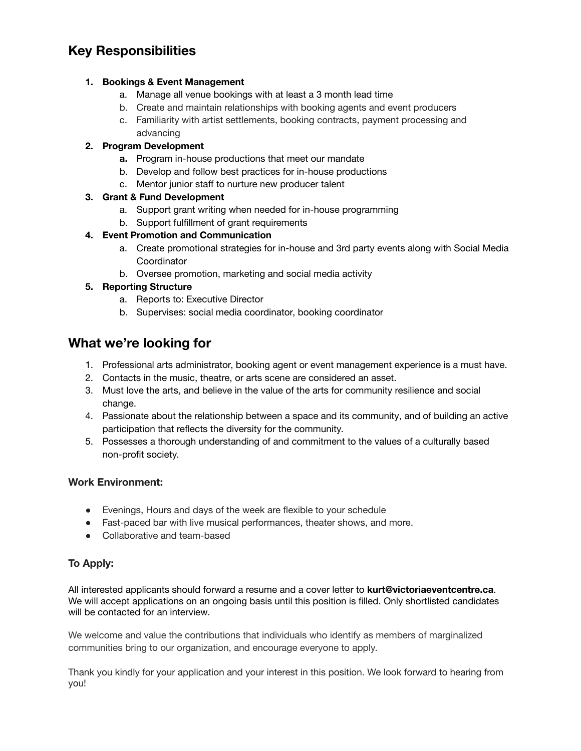## Key Responsibilities

1. **Bookings & Event Management**
    a. Manage all venue bookings with at least a 3 month lead time
    b. Create and maintain relationships with booking agents and event producers
    c. Familiarity with artist settlements, booking contracts, payment processing and advancing
2. **Program Development**
    **a.** Program in-house productions that meet our mandate
    b. Develop and follow best practices for in-house productions
    c. Mentor junior staff to nurture new producer talent
3. **Grant & Fund Development**
    a. Support grant writing when needed for in-house programming
    b. Support fulfillment of grant requirements
4. **Event Promotion and Communication**
    a. Create promotional strategies for in-house and 3rd party events along with Social Media Coordinator
    b. Oversee promotion, marketing and social media activity
5. **Reporting Structure**
    a. Reports to: Executive Director
    b. Supervises: social media coordinator, booking coordinator

## What we're looking for

1. Professional arts administrator, booking agent or event management experience is a must have.
2. Contacts in the music, theatre, or arts scene are considered an asset.
3. Must love the arts, and believe in the value of the arts for community resilience and social change.
4. Passionate about the relationship between a space and its community, and of building an active participation that reflects the diversity for the community.
5. Possesses a thorough understanding of and commitment to the values of a culturally based non-profit society.

### Work Environment:

- Evenings, Hours and days of the week are flexible to your schedule
- Fast-paced bar with live musical performances, theater shows, and more.
- Collaborative and team-based

### To Apply:

All interested applicants should forward a resume and a cover letter to **kurt@victoriaeventcentre.ca**. We will accept applications on an ongoing basis until this position is filled. Only shortlisted candidates will be contacted for an interview.

We welcome and value the contributions that individuals who identify as members of marginalized communities bring to our organization, and encourage everyone to apply.

Thank you kindly for your application and your interest in this position. We look forward to hearing from you!